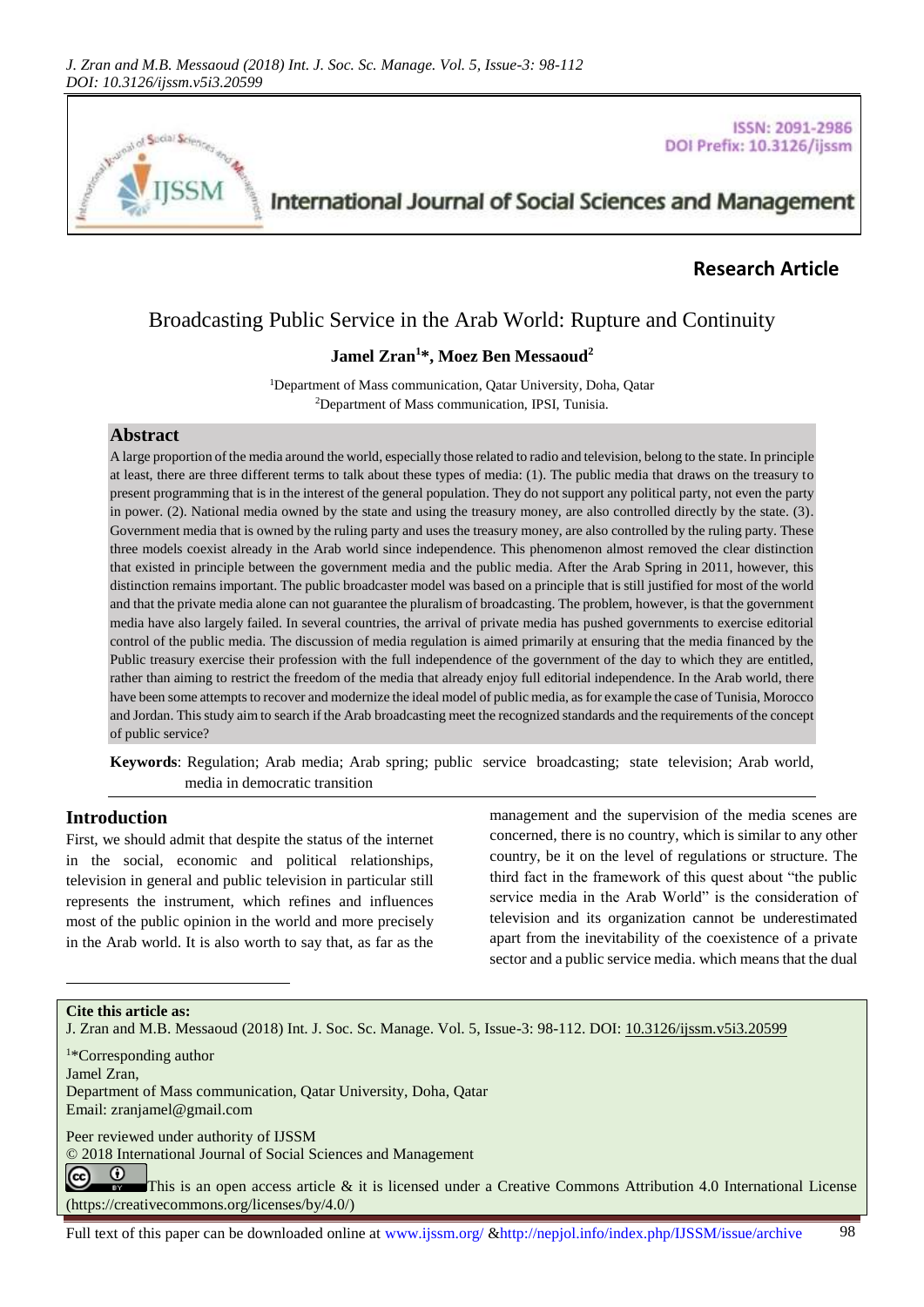**Research Article**

# Broadcasting Public Service in the Arab World: Rupture and Continuity

**Jamel Zran[1]*, Moez Ben Messaoud[2]**

[1]Department of Mass communication, Qatar University, Doha, Qatar
[2]Department of Mass communication, IPSI, Tunisia.

## Abstract

A large proportion of the media around the world, especially those related to radio and television, belong to the state. In principle at least, there are three different terms to talk about these types of media: (1). The public media that draws on the treasury to present programming that is in the interest of the general population. They do not support any political party, not even the party in power. (2). National media owned by the state and using the treasury money, are also controlled directly by the state. (3). Government media that is owned by the ruling party and uses the treasury money, are also controlled by the ruling party. These three models coexist already in the Arab world since independence. This phenomenon almost removed the clear distinction that existed in principle between the government media and the public media. After the Arab Spring in 2011, however, this distinction remains important. The public broadcaster model was based on a principle that is still justified for most of the world and that the private media alone can not guarantee the pluralism of broadcasting. The problem, however, is that the government media have also largely failed. In several countries, the arrival of private media has pushed governments to exercise editorial control of the public media. The discussion of media regulation is aimed primarily at ensuring that the media financed by the Public treasury exercise their profession with the full independence of the government of the day to which they are entitled, rather than aiming to restrict the freedom of the media that already enjoy full editorial independence. In the Arab world, there have been some attempts to recover and modernize the ideal model of public media, as for example the case of Tunisia, Morocco and Jordan. This study aim to search if the Arab broadcasting meet the recognized standards and the requirements of the concept of public service?

**Keywords**: Regulation; Arab media; Arab spring; public service broadcasting; state television; Arab world, media in democratic transition

## Introduction

First, we should admit that despite the status of the internet in the social, economic and political relationships, television in general and public television in particular still represents the instrument, which refines and influences most of the public opinion in the world and more precisely in the Arab world. It is also worth to say that, as far as the management and the supervision of the media scenes are concerned, there is no country, which is similar to any other country, be it on the level of regulations or structure. The third fact in the framework of this quest about "the public service media in the Arab World" is the consideration of television and its organization cannot be underestimated apart from the inevitability of the coexistence of a private sector and a public service media. which means that the dual

**Cite this article as:**
J. Zran and M.B. Messaoud (2018) Int. J. Soc. Sc. Manage. Vol. 5, Issue-3: 98-112. DOI: 10.3126/ijssm.v5i3.20599

[1]*Corresponding author
Jamel Zran,
Department of Mass communication, Qatar University, Doha, Qatar
Email: zranjamel@gmail.com

Peer reviewed under authority of IJSSM
© 2018 International Journal of Social Sciences and Management
This is an open access article & it is licensed under a Creative Commons Attribution 4.0 International License (https://creativecommons.org/licenses/by/4.0/)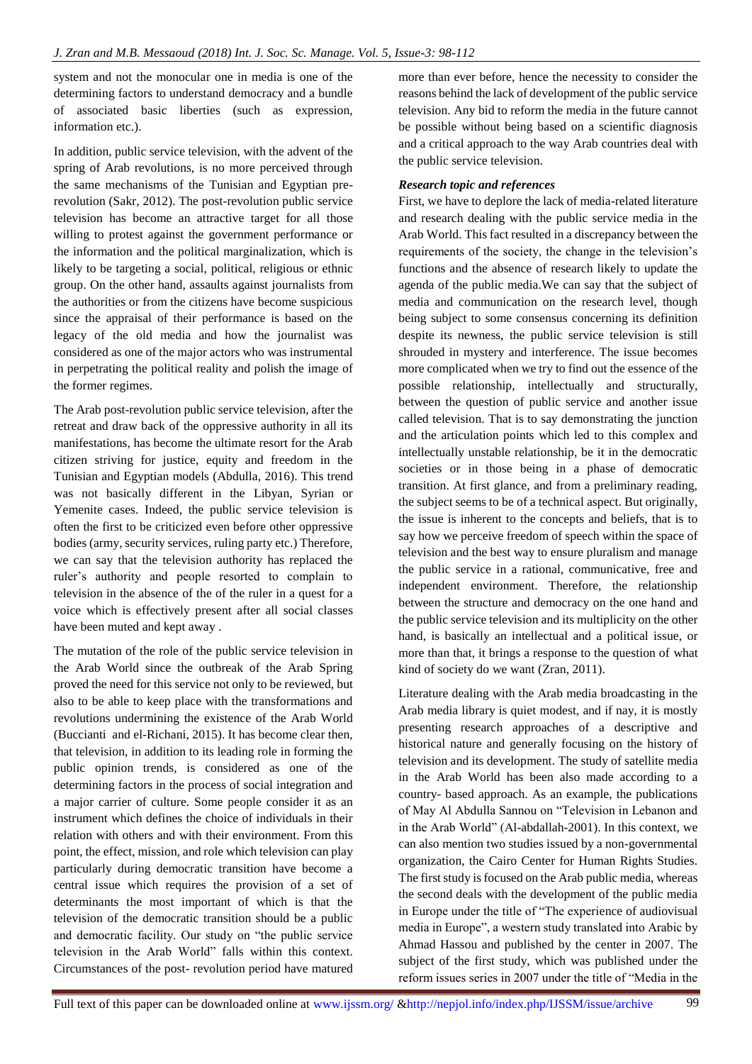system and not the monocular one in media is one of the determining factors to understand democracy and a bundle of associated basic liberties (such as expression, information etc.).

In addition, public service television, with the advent of the spring of Arab revolutions, is no more perceived through the same mechanisms of the Tunisian and Egyptian pre-revolution (Sakr, 2012). The post-revolution public service television has become an attractive target for all those willing to protest against the government performance or the information and the political marginalization, which is likely to be targeting a social, political, religious or ethnic group. On the other hand, assaults against journalists from the authorities or from the citizens have become suspicious since the appraisal of their performance is based on the legacy of the old media and how the journalist was considered as one of the major actors who was instrumental in perpetrating the political reality and polish the image of the former regimes.

The Arab post-revolution public service television, after the retreat and draw back of the oppressive authority in all its manifestations, has become the ultimate resort for the Arab citizen striving for justice, equity and freedom in the Tunisian and Egyptian models (Abdulla, 2016). This trend was not basically different in the Libyan, Syrian or Yemenite cases. Indeed, the public service television is often the first to be criticized even before other oppressive bodies (army, security services, ruling party etc.) Therefore, we can say that the television authority has replaced the ruler's authority and people resorted to complain to television in the absence of the of the ruler in a quest for a voice which is effectively present after all social classes have been muted and kept away .

The mutation of the role of the public service television in the Arab World since the outbreak of the Arab Spring proved the need for this service not only to be reviewed, but also to be able to keep place with the transformations and revolutions undermining the existence of the Arab World (Buccianti and el-Richani, 2015). It has become clear then, that television, in addition to its leading role in forming the public opinion trends, is considered as one of the determining factors in the process of social integration and a major carrier of culture. Some people consider it as an instrument which defines the choice of individuals in their relation with others and with their environment. From this point, the effect, mission, and role which television can play particularly during democratic transition have become a central issue which requires the provision of a set of determinants the most important of which is that the television of the democratic transition should be a public and democratic facility. Our study on "the public service television in the Arab World" falls within this context. Circumstances of the post- revolution period have matured more than ever before, hence the necessity to consider the reasons behind the lack of development of the public service television. Any bid to reform the media in the future cannot be possible without being based on a scientific diagnosis and a critical approach to the way Arab countries deal with the public service television.

***Research topic and references***

First, we have to deplore the lack of media-related literature and research dealing with the public service media in the Arab World. This fact resulted in a discrepancy between the requirements of the society, the change in the television's functions and the absence of research likely to update the agenda of the public media.We can say that the subject of media and communication on the research level, though being subject to some consensus concerning its definition despite its newness, the public service television is still shrouded in mystery and interference. The issue becomes more complicated when we try to find out the essence of the possible relationship, intellectually and structurally, between the question of public service and another issue called television. That is to say demonstrating the junction and the articulation points which led to this complex and intellectually unstable relationship, be it in the democratic societies or in those being in a phase of democratic transition. At first glance, and from a preliminary reading, the subject seems to be of a technical aspect. But originally, the issue is inherent to the concepts and beliefs, that is to say how we perceive freedom of speech within the space of television and the best way to ensure pluralism and manage the public service in a rational, communicative, free and independent environment. Therefore, the relationship between the structure and democracy on the one hand and the public service television and its multiplicity on the other hand, is basically an intellectual and a political issue, or more than that, it brings a response to the question of what kind of society do we want (Zran, 2011).

Literature dealing with the Arab media broadcasting in the Arab media library is quiet modest, and if nay, it is mostly presenting research approaches of a descriptive and historical nature and generally focusing on the history of television and its development. The study of satellite media in the Arab World has been also made according to a country- based approach. As an example, the publications of May Al Abdulla Sannou on "Television in Lebanon and in the Arab World" (Al-abdallah-2001). In this context, we can also mention two studies issued by a non-governmental organization, the Cairo Center for Human Rights Studies. The first study is focused on the Arab public media, whereas the second deals with the development of the public media in Europe under the title of "The experience of audiovisual media in Europe", a western study translated into Arabic by Ahmad Hassou and published by the center in 2007. The subject of the first study, which was published under the reform issues series in 2007 under the title of "Media in the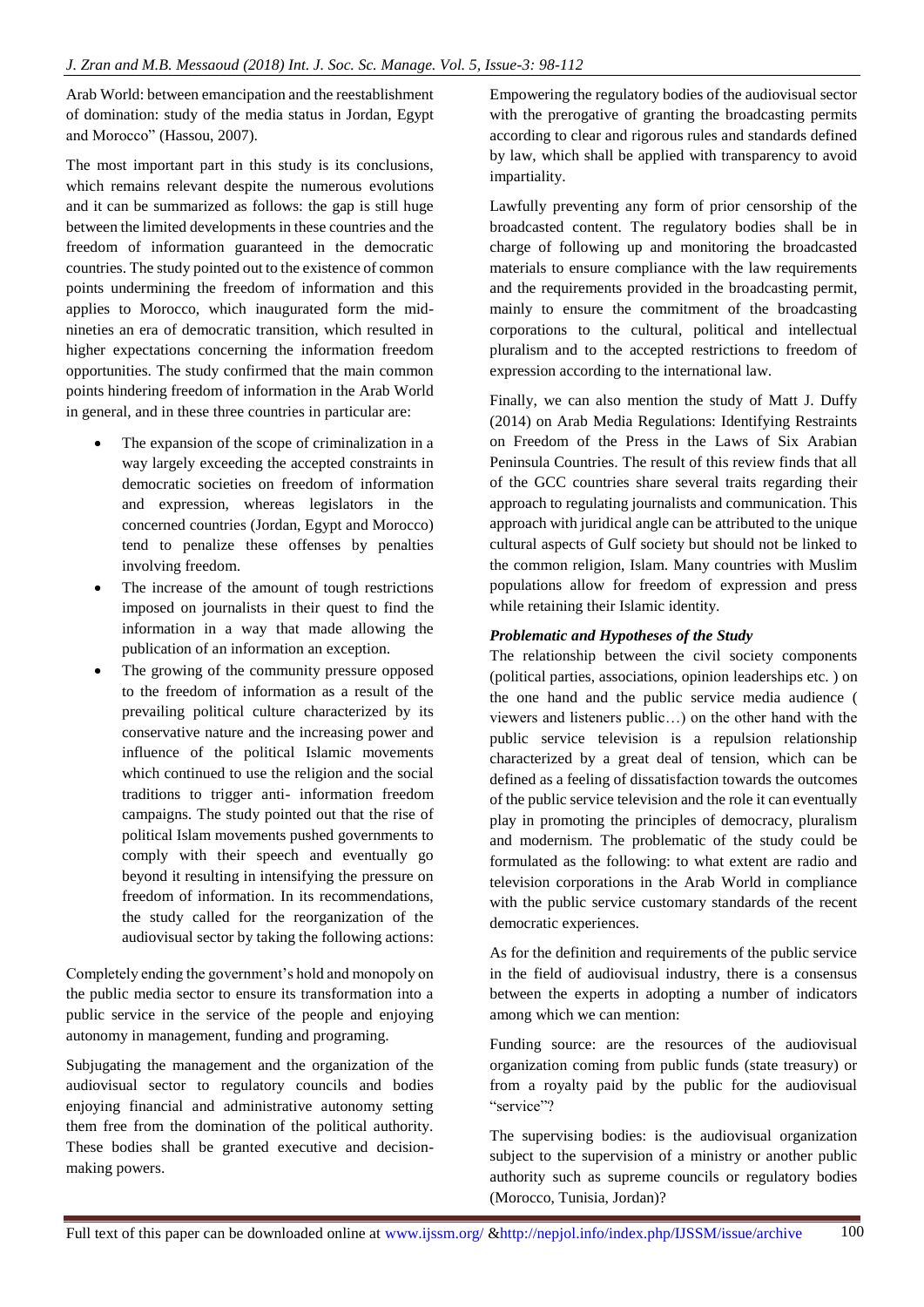Arab World: between emancipation and the reestablishment of domination: study of the media status in Jordan, Egypt and Morocco" (Hassou, 2007).

The most important part in this study is its conclusions, which remains relevant despite the numerous evolutions and it can be summarized as follows: the gap is still huge between the limited developments in these countries and the freedom of information guaranteed in the democratic countries. The study pointed out to the existence of common points undermining the freedom of information and this applies to Morocco, which inaugurated form the mid-nineties an era of democratic transition, which resulted in higher expectations concerning the information freedom opportunities. The study confirmed that the main common points hindering freedom of information in the Arab World in general, and in these three countries in particular are:

- The expansion of the scope of criminalization in a way largely exceeding the accepted constraints in democratic societies on freedom of information and expression, whereas legislators in the concerned countries (Jordan, Egypt and Morocco) tend to penalize these offenses by penalties involving freedom.
- The increase of the amount of tough restrictions imposed on journalists in their quest to find the information in a way that made allowing the publication of an information an exception.
- The growing of the community pressure opposed to the freedom of information as a result of the prevailing political culture characterized by its conservative nature and the increasing power and influence of the political Islamic movements which continued to use the religion and the social traditions to trigger anti- information freedom campaigns. The study pointed out that the rise of political Islam movements pushed governments to comply with their speech and eventually go beyond it resulting in intensifying the pressure on freedom of information. In its recommendations, the study called for the reorganization of the audiovisual sector by taking the following actions:

Completely ending the government's hold and monopoly on the public media sector to ensure its transformation into a public service in the service of the people and enjoying autonomy in management, funding and programing.

Subjugating the management and the organization of the audiovisual sector to regulatory councils and bodies enjoying financial and administrative autonomy setting them free from the domination of the political authority. These bodies shall be granted executive and decision-making powers.

Empowering the regulatory bodies of the audiovisual sector with the prerogative of granting the broadcasting permits according to clear and rigorous rules and standards defined by law, which shall be applied with transparency to avoid impartiality.

Lawfully preventing any form of prior censorship of the broadcasted content. The regulatory bodies shall be in charge of following up and monitoring the broadcasted materials to ensure compliance with the law requirements and the requirements provided in the broadcasting permit, mainly to ensure the commitment of the broadcasting corporations to the cultural, political and intellectual pluralism and to the accepted restrictions to freedom of expression according to the international law.

Finally, we can also mention the study of Matt J. Duffy (2014) on Arab Media Regulations: Identifying Restraints on Freedom of the Press in the Laws of Six Arabian Peninsula Countries. The result of this review finds that all of the GCC countries share several traits regarding their approach to regulating journalists and communication. This approach with juridical angle can be attributed to the unique cultural aspects of Gulf society but should not be linked to the common religion, Islam. Many countries with Muslim populations allow for freedom of expression and press while retaining their Islamic identity.

### *Problematic and Hypotheses of the Study*

The relationship between the civil society components (political parties, associations, opinion leaderships etc. ) on the one hand and the public service media audience ( viewers and listeners public…) on the other hand with the public service television is a repulsion relationship characterized by a great deal of tension, which can be defined as a feeling of dissatisfaction towards the outcomes of the public service television and the role it can eventually play in promoting the principles of democracy, pluralism and modernism. The problematic of the study could be formulated as the following: to what extent are radio and television corporations in the Arab World in compliance with the public service customary standards of the recent democratic experiences.

As for the definition and requirements of the public service in the field of audiovisual industry, there is a consensus between the experts in adopting a number of indicators among which we can mention:

Funding source: are the resources of the audiovisual organization coming from public funds (state treasury) or from a royalty paid by the public for the audiovisual "service"?

The supervising bodies: is the audiovisual organization subject to the supervision of a ministry or another public authority such as supreme councils or regulatory bodies (Morocco, Tunisia, Jordan)?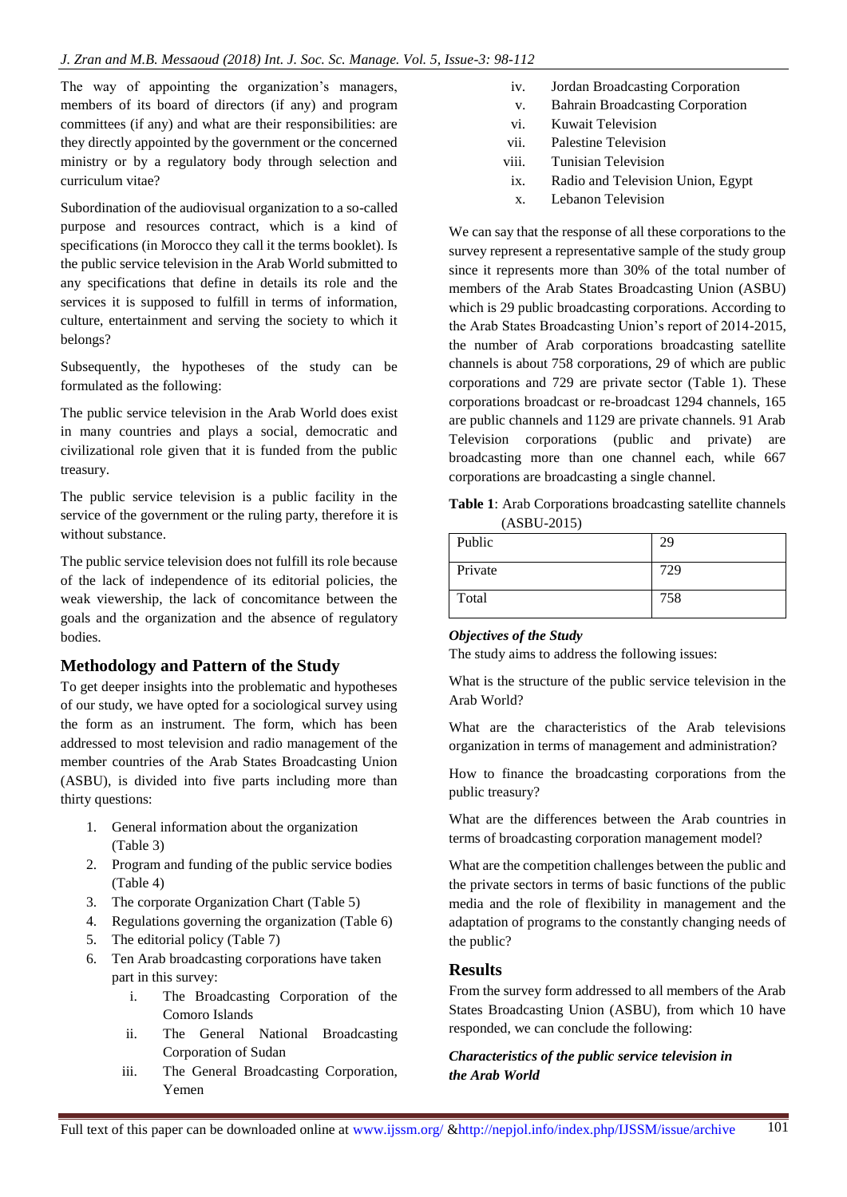The way of appointing the organization's managers, members of its board of directors (if any) and program committees (if any) and what are their responsibilities: are they directly appointed by the government or the concerned ministry or by a regulatory body through selection and curriculum vitae?

Subordination of the audiovisual organization to a so-called purpose and resources contract, which is a kind of specifications (in Morocco they call it the terms booklet). Is the public service television in the Arab World submitted to any specifications that define in details its role and the services it is supposed to fulfill in terms of information, culture, entertainment and serving the society to which it belongs?

Subsequently, the hypotheses of the study can be formulated as the following:

The public service television in the Arab World does exist in many countries and plays a social, democratic and civilizational role given that it is funded from the public treasury.

The public service television is a public facility in the service of the government or the ruling party, therefore it is without substance.

The public service television does not fulfill its role because of the lack of independence of its editorial policies, the weak viewership, the lack of concomitance between the goals and the organization and the absence of regulatory bodies.

## Methodology and Pattern of the Study

To get deeper insights into the problematic and hypotheses of our study, we have opted for a sociological survey using the form as an instrument. The form, which has been addressed to most television and radio management of the member countries of the Arab States Broadcasting Union (ASBU), is divided into five parts including more than thirty questions:

1. General information about the organization (Table 3)
2. Program and funding of the public service bodies (Table 4)
3. The corporate Organization Chart (Table 5)
4. Regulations governing the organization (Table 6)
5. The editorial policy (Table 7)
6. Ten Arab broadcasting corporations have taken part in this survey:
   i. The Broadcasting Corporation of the Comoro Islands
   ii. The General National Broadcasting Corporation of Sudan
   iii. The General Broadcasting Corporation, Yemen
   iv. Jordan Broadcasting Corporation
   v. Bahrain Broadcasting Corporation
   vi. Kuwait Television
   vii. Palestine Television
   viii. Tunisian Television
   ix. Radio and Television Union, Egypt
   x. Lebanon Television

We can say that the response of all these corporations to the survey represent a representative sample of the study group since it represents more than 30% of the total number of members of the Arab States Broadcasting Union (ASBU) which is 29 public broadcasting corporations. According to the Arab States Broadcasting Union's report of 2014-2015, the number of Arab corporations broadcasting satellite channels is about 758 corporations, 29 of which are public corporations and 729 are private sector (Table 1). These corporations broadcast or re-broadcast 1294 channels, 165 are public channels and 1129 are private channels. 91 Arab Television corporations (public and private) are broadcasting more than one channel each, while 667 corporations are broadcasting a single channel.

**Table 1**: Arab Corporations broadcasting satellite channels (ASBU-2015)

| Public | 29 |
|---|---|
| Private | 729 |
| Total | 758 |

***Objectives of the Study***

The study aims to address the following issues:

What is the structure of the public service television in the Arab World?

What are the characteristics of the Arab televisions organization in terms of management and administration?

How to finance the broadcasting corporations from the public treasury?

What are the differences between the Arab countries in terms of broadcasting corporation management model?

What are the competition challenges between the public and the private sectors in terms of basic functions of the public media and the role of flexibility in management and the adaptation of programs to the constantly changing needs of the public?

## Results

From the survey form addressed to all members of the Arab States Broadcasting Union (ASBU), from which 10 have responded, we can conclude the following:

***Characteristics of the public service television in the Arab World***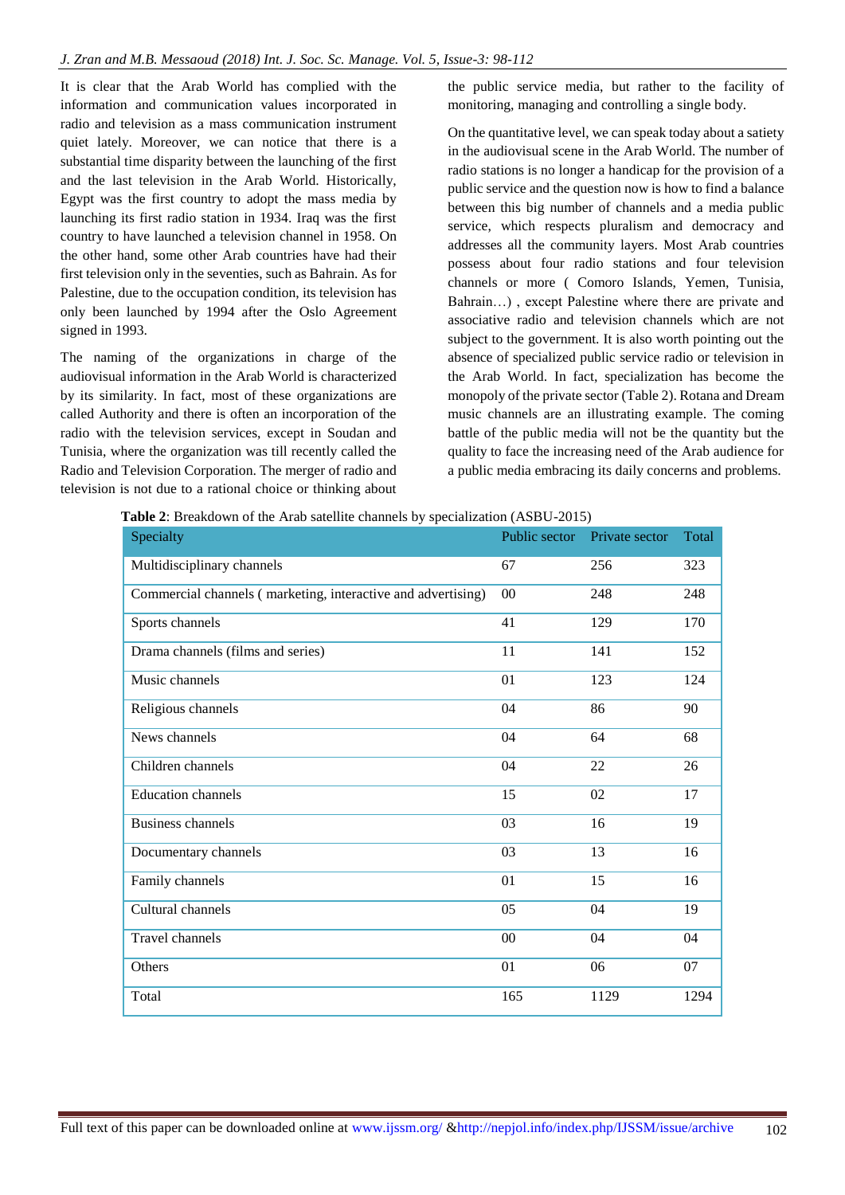It is clear that the Arab World has complied with the information and communication values incorporated in radio and television as a mass communication instrument quiet lately. Moreover, we can notice that there is a substantial time disparity between the launching of the first and the last television in the Arab World. Historically, Egypt was the first country to adopt the mass media by launching its first radio station in 1934. Iraq was the first country to have launched a television channel in 1958. On the other hand, some other Arab countries have had their first television only in the seventies, such as Bahrain. As for Palestine, due to the occupation condition, its television has only been launched by 1994 after the Oslo Agreement signed in 1993.

The naming of the organizations in charge of the audiovisual information in the Arab World is characterized by its similarity. In fact, most of these organizations are called Authority and there is often an incorporation of the radio with the television services, except in Soudan and Tunisia, where the organization was till recently called the Radio and Television Corporation. The merger of radio and television is not due to a rational choice or thinking about the public service media, but rather to the facility of monitoring, managing and controlling a single body.

On the quantitative level, we can speak today about a satiety in the audiovisual scene in the Arab World. The number of radio stations is no longer a handicap for the provision of a public service and the question now is how to find a balance between this big number of channels and a media public service, which respects pluralism and democracy and addresses all the community layers. Most Arab countries possess about four radio stations and four television channels or more ( Comoro Islands, Yemen, Tunisia, Bahrain…) , except Palestine where there are private and associative radio and television channels which are not subject to the government. It is also worth pointing out the absence of specialized public service radio or television in the Arab World. In fact, specialization has become the monopoly of the private sector (Table 2). Rotana and Dream music channels are an illustrating example. The coming battle of the public media will not be the quantity but the quality to face the increasing need of the Arab audience for a public media embracing its daily concerns and problems.

**Table 2**: Breakdown of the Arab satellite channels by specialization (ASBU-2015)

| Specialty | Public sector | Private sector | Total |
|---|---|---|---|
| Multidisciplinary channels | 67 | 256 | 323 |
| Commercial channels ( marketing, interactive and advertising) | 00 | 248 | 248 |
| Sports channels | 41 | 129 | 170 |
| Drama channels (films and series) | 11 | 141 | 152 |
| Music channels | 01 | 123 | 124 |
| Religious channels | 04 | 86 | 90 |
| News channels | 04 | 64 | 68 |
| Children channels | 04 | 22 | 26 |
| Education channels | 15 | 02 | 17 |
| Business channels | 03 | 16 | 19 |
| Documentary channels | 03 | 13 | 16 |
| Family channels | 01 | 15 | 16 |
| Cultural channels | 05 | 04 | 19 |
| Travel channels | 00 | 04 | 04 |
| Others | 01 | 06 | 07 |
| Total | 165 | 1129 | 1294 |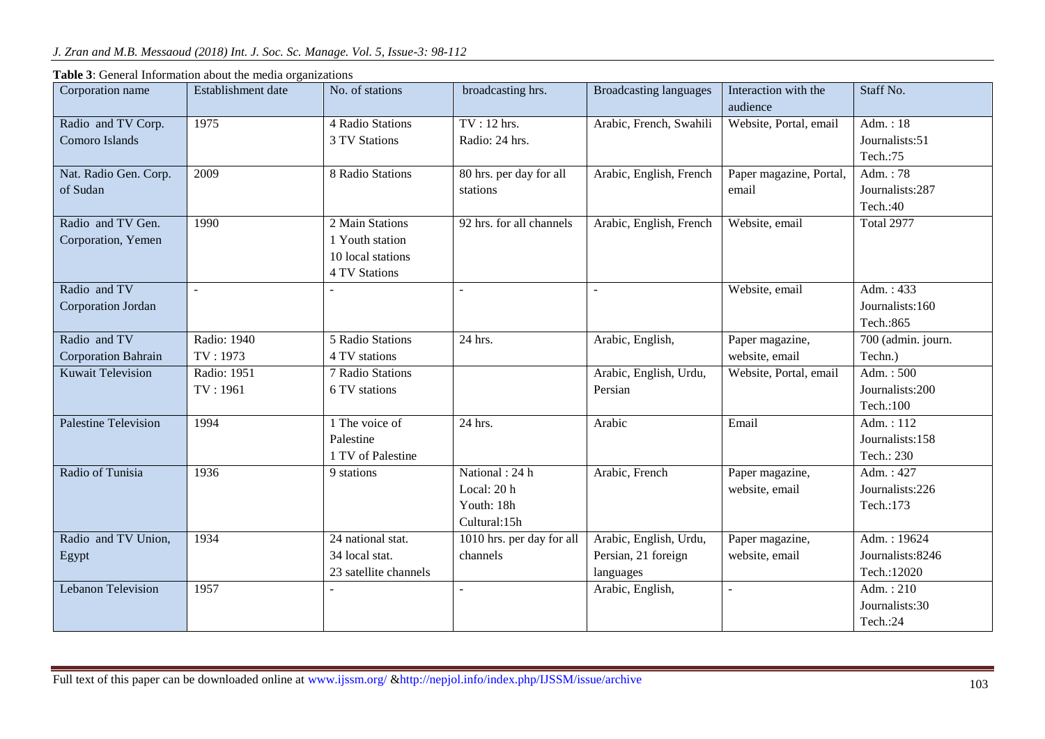**Table 3**: General Information about the media organizations

| Corporation name | Establishment date | No. of stations | broadcasting hrs. | Broadcasting languages | Interaction with the audience | Staff No. |
|---|---|---|---|---|---|---|
| Radio and TV Corp. Comoro Islands | 1975 | 4 Radio Stations<br>3 TV Stations | TV : 12 hrs.<br>Radio: 24 hrs. | Arabic, French, Swahili | Website, Portal, email | Adm. : 18<br>Journalists:51<br>Tech.:75 |
| Nat. Radio Gen. Corp. of Sudan | 2009 | 8 Radio Stations | 80 hrs. per day for all stations | Arabic, English, French | Paper magazine, Portal, email | Adm. : 78<br>Journalists:287<br>Tech.:40 |
| Radio and TV Gen. Corporation, Yemen | 1990 | 2 Main Stations<br>1 Youth station<br>10 local stations<br>4 TV Stations | 92 hrs. for all channels | Arabic, English, French | Website, email | Total 2977 |
| Radio and TV Corporation Jordan | - | - | - | - | Website, email | Adm. : 433<br>Journalists:160<br>Tech.:865 |
| Radio and TV Corporation Bahrain | Radio: 1940<br>TV : 1973 | 5 Radio Stations<br>4 TV stations | 24 hrs. | Arabic, English, | Paper magazine, website, email | 700 (admin. journ. Techn.) |
| Kuwait Television | Radio: 1951<br>TV : 1961 | 7 Radio Stations<br>6 TV stations | | Arabic, English, Urdu, Persian | Website, Portal, email | Adm. : 500<br>Journalists:200<br>Tech.:100 |
| Palestine Television | 1994 | 1 The voice of Palestine<br>1 TV of Palestine | 24 hrs. | Arabic | Email | Adm. : 112<br>Journalists:158<br>Tech.: 230 |
| Radio of Tunisia | 1936 | 9 stations | National : 24 h<br>Local: 20 h<br>Youth: 18h<br>Cultural:15h | Arabic, French | Paper magazine, website, email | Adm. : 427<br>Journalists:226<br>Tech.:173 |
| Radio and TV Union, Egypt | 1934 | 24 national stat.<br>34 local stat.<br>23 satellite channels | 1010 hrs. per day for all channels | Arabic, English, Urdu, Persian, 21 foreign languages | Paper magazine, website, email | Adm. : 19624<br>Journalists:8246<br>Tech.:12020 |
| Lebanon Television | 1957 | - | - | Arabic, English, | - | Adm. : 210<br>Journalists:30<br>Tech.:24 |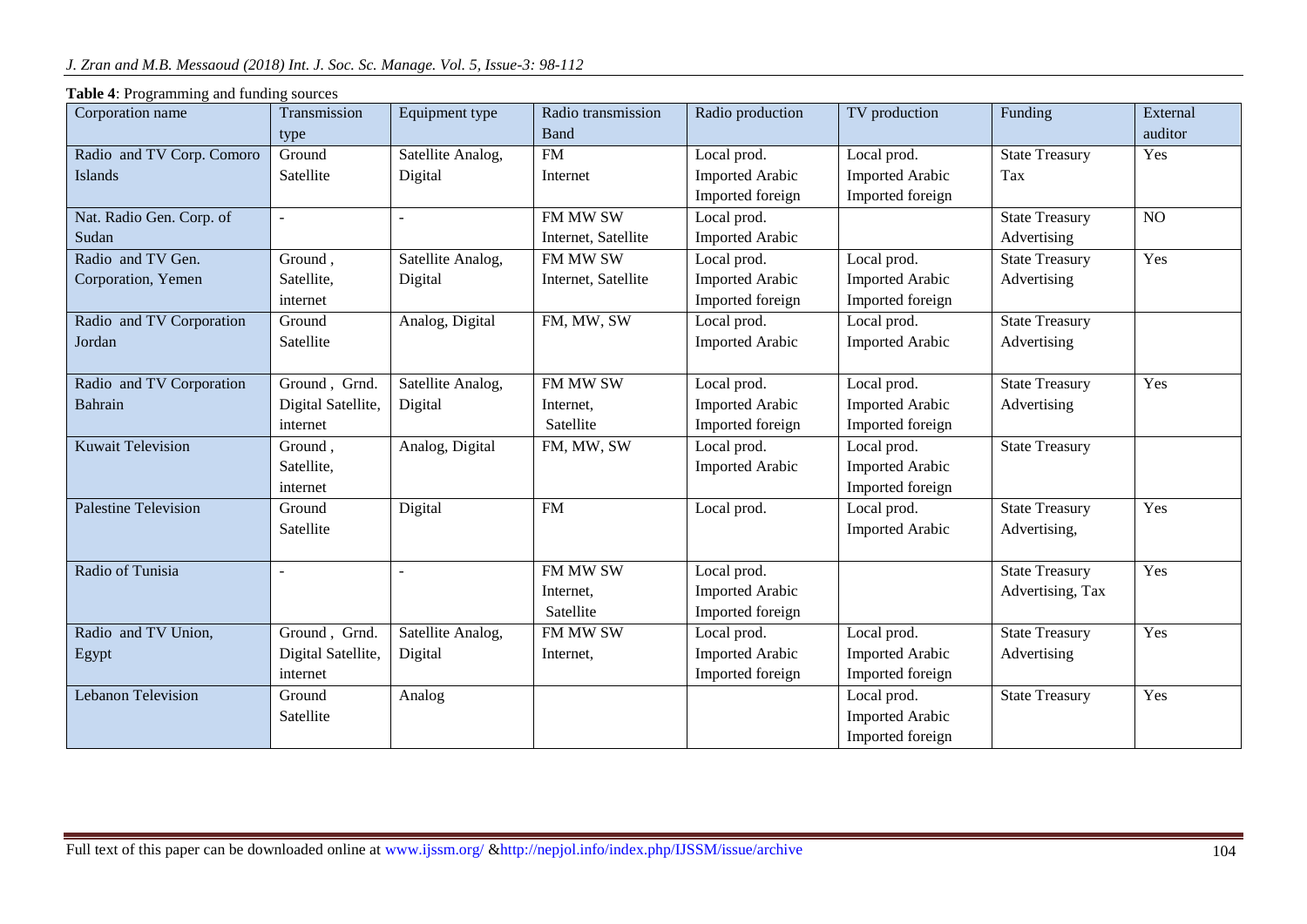**Table 4**: Programming and funding sources

| Corporation name | Transmission type | Equipment type | Radio transmission Band | Radio production | TV production | Funding | External auditor |
|---|---|---|---|---|---|---|---|
| Radio and TV Corp. Comoro Islands | Ground Satellite | Satellite Analog, Digital | FM Internet | Local prod. Imported Arabic Imported foreign | Local prod. Imported Arabic Imported foreign | State Treasury Tax | Yes |
| Nat. Radio Gen. Corp. of Sudan | - | - | FM MW SW Internet, Satellite | Local prod. Imported Arabic | | State Treasury Advertising | NO |
| Radio and TV Gen. Corporation, Yemen | Ground, Satellite, internet | Satellite Analog, Digital | FM MW SW Internet, Satellite | Local prod. Imported Arabic Imported foreign | Local prod. Imported Arabic Imported foreign | State Treasury Advertising | Yes |
| Radio and TV Corporation Jordan | Ground Satellite | Analog, Digital | FM, MW, SW | Local prod. Imported Arabic | Local prod. Imported Arabic | State Treasury Advertising | |
| Radio and TV Corporation Bahrain | Ground, Grnd. Digital Satellite, internet | Satellite Analog, Digital | FM MW SW Internet, Satellite | Local prod. Imported Arabic Imported foreign | Local prod. Imported Arabic Imported foreign | State Treasury Advertising | Yes |
| Kuwait Television | Ground, Satellite, internet | Analog, Digital | FM, MW, SW | Local prod. Imported Arabic | Local prod. Imported Arabic Imported foreign | State Treasury | |
| Palestine Television | Ground Satellite | Digital | FM | Local prod. | Local prod. Imported Arabic | State Treasury Advertising, | Yes |
| Radio of Tunisia | - | - | FM MW SW Internet, Satellite | Local prod. Imported Arabic Imported foreign | | State Treasury Advertising, Tax | Yes |
| Radio and TV Union, Egypt | Ground, Grnd. Digital Satellite, internet | Satellite Analog, Digital | FM MW SW Internet, | Local prod. Imported Arabic Imported foreign | Local prod. Imported Arabic Imported foreign | State Treasury Advertising | Yes |
| Lebanon Television | Ground Satellite | Analog | | | Local prod. Imported Arabic Imported foreign | State Treasury | Yes |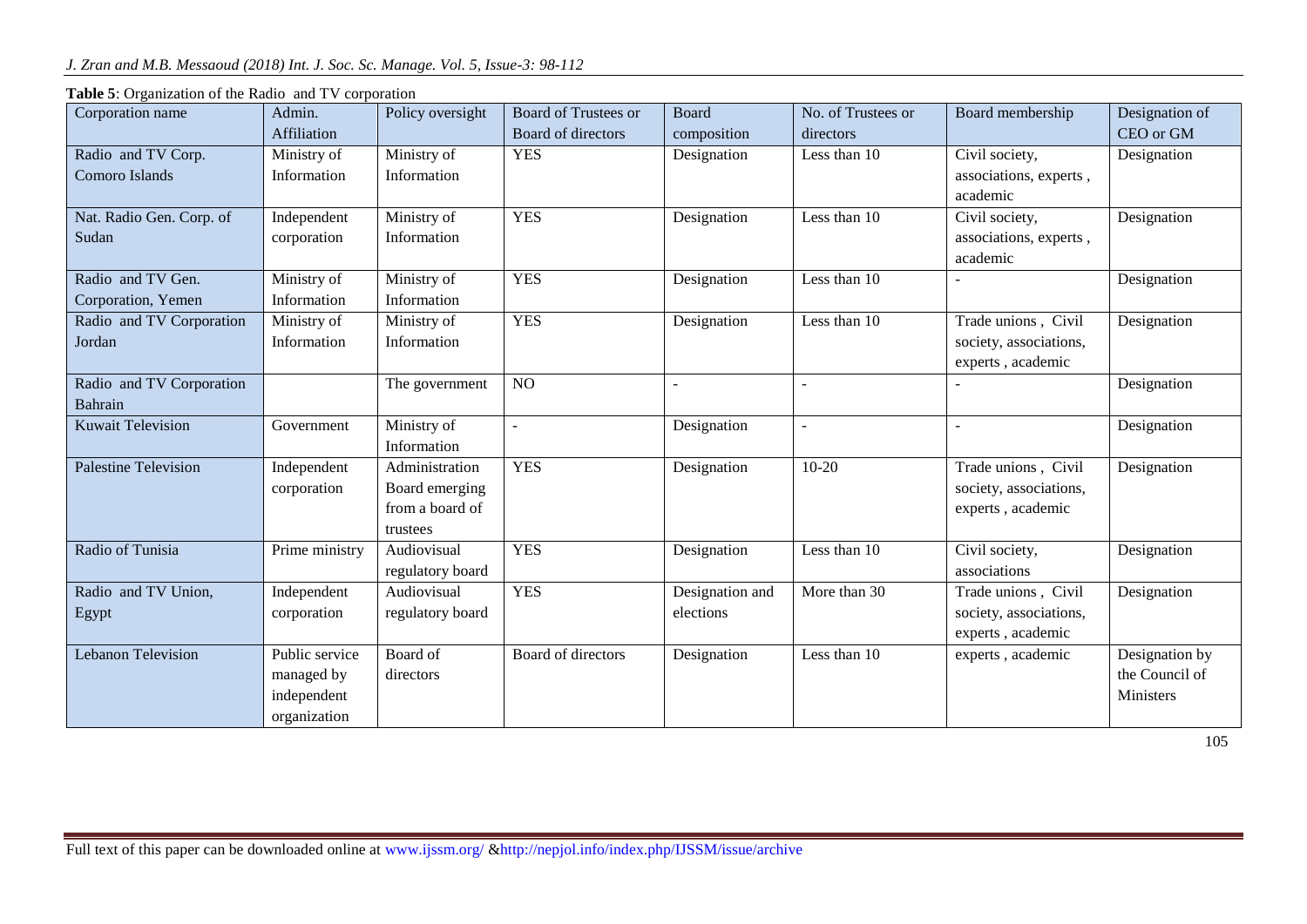**Table 5**: Organization of the Radio and TV corporation

| Corporation name | Admin. Affiliation | Policy oversight | Board of Trustees or Board of directors | Board composition | No. of Trustees or directors | Board membership | Designation of CEO or GM |
|---|---|---|---|---|---|---|---|
| Radio and TV Corp. Comoro Islands | Ministry of Information | Ministry of Information | YES | Designation | Less than 10 | Civil society, associations, experts , academic | Designation |
| Nat. Radio Gen. Corp. of Sudan | Independent corporation | Ministry of Information | YES | Designation | Less than 10 | Civil society, associations, experts , academic | Designation |
| Radio and TV Gen. Corporation, Yemen | Ministry of Information | Ministry of Information | YES | Designation | Less than 10 | - | Designation |
| Radio and TV Corporation Jordan | Ministry of Information | Ministry of Information | YES | Designation | Less than 10 | Trade unions , Civil society, associations, experts , academic | Designation |
| Radio and TV Corporation Bahrain | | The government | NO | - | - | - | Designation |
| Kuwait Television | Government | Ministry of Information | - | Designation | - | - | Designation |
| Palestine Television | Independent corporation | Administration Board emerging from a board of trustees | YES | Designation | 10-20 | Trade unions , Civil society, associations, experts , academic | Designation |
| Radio of Tunisia | Prime ministry | Audiovisual regulatory board | YES | Designation | Less than 10 | Civil society, associations | Designation |
| Radio and TV Union, Egypt | Independent corporation | Audiovisual regulatory board | YES | Designation and elections | More than 30 | Trade unions , Civil society, associations, experts , academic | Designation |
| Lebanon Television | Public service managed by independent organization | Board of directors | Board of directors | Designation | Less than 10 | experts , academic | Designation by the Council of Ministers |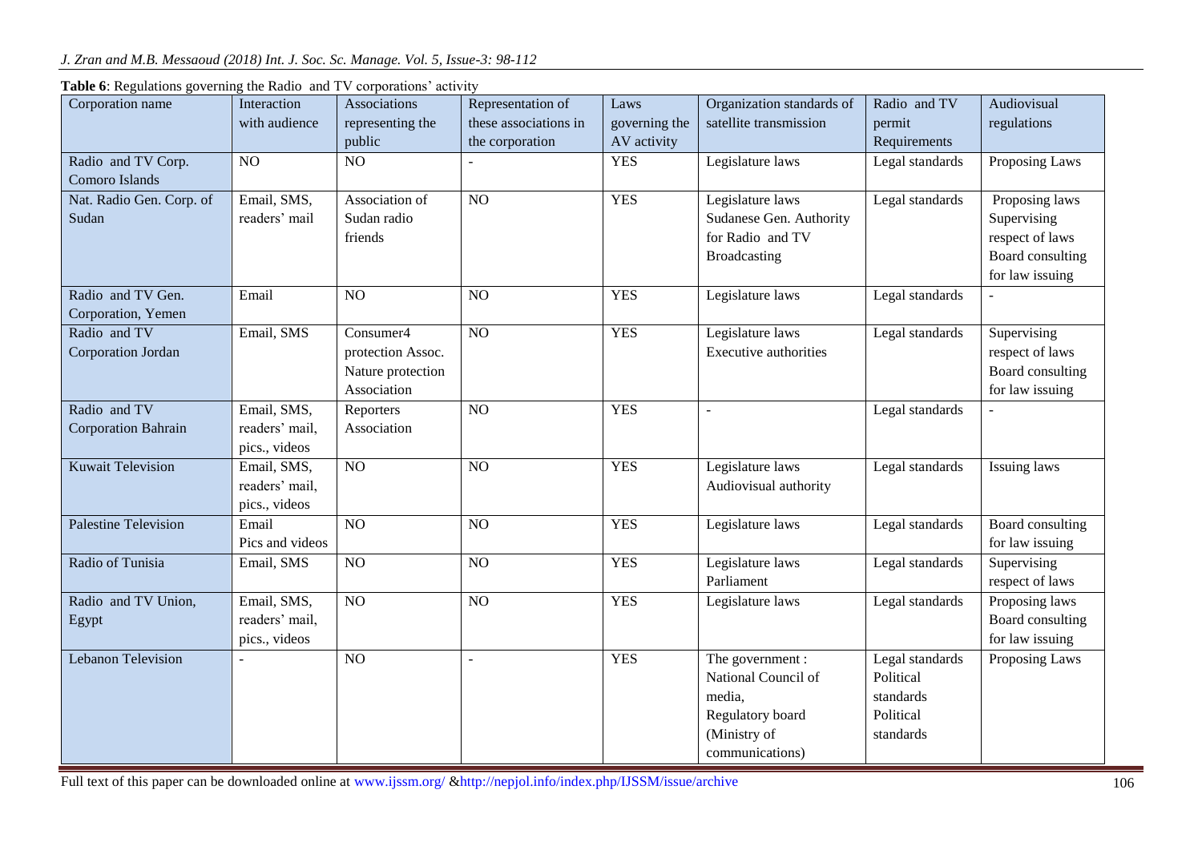**Table 6**: Regulations governing the Radio and TV corporations' activity

| Corporation name | Interaction with audience | Associations representing the public | Representation of these associations in the corporation | Laws governing the AV activity | Organization standards of satellite transmission | Radio and TV permit Requirements | Audiovisual regulations |
|---|---|---|---|---|---|---|---|
| Radio and TV Corp. Comoro Islands | NO | NO | - | YES | Legislature laws | Legal standards | Proposing Laws |
| Nat. Radio Gen. Corp. of Sudan | Email, SMS, readers' mail | Association of Sudan radio friends | NO | YES | Legislature laws Sudanese Gen. Authority for Radio and TV Broadcasting | Legal standards | Proposing laws Supervising respect of laws Board consulting for law issuing |
| Radio and TV Gen. Corporation, Yemen | Email | NO | NO | YES | Legislature laws | Legal standards | - |
| Radio and TV Corporation Jordan | Email, SMS | Consumer4 protection Assoc. Nature protection Association | NO | YES | Legislature laws Executive authorities | Legal standards | Supervising respect of laws Board consulting for law issuing |
| Radio and TV Corporation Bahrain | Email, SMS, readers' mail, pics., videos | Reporters Association | NO | YES | - | Legal standards | - |
| Kuwait Television | Email, SMS, readers' mail, pics., videos | NO | NO | YES | Legislature laws Audiovisual authority | Legal standards | Issuing laws |
| Palestine Television | Email Pics and videos | NO | NO | YES | Legislature laws | Legal standards | Board consulting for law issuing |
| Radio of Tunisia | Email, SMS | NO | NO | YES | Legislature laws Parliament | Legal standards | Supervising respect of laws |
| Radio and TV Union, Egypt | Email, SMS, readers' mail, pics., videos | NO | NO | YES | Legislature laws | Legal standards | Proposing laws Board consulting for law issuing |
| Lebanon Television | - | NO | - | YES | The government : National Council of media, Regulatory board (Ministry of communications) | Legal standards Political standards Political standards | Proposing Laws |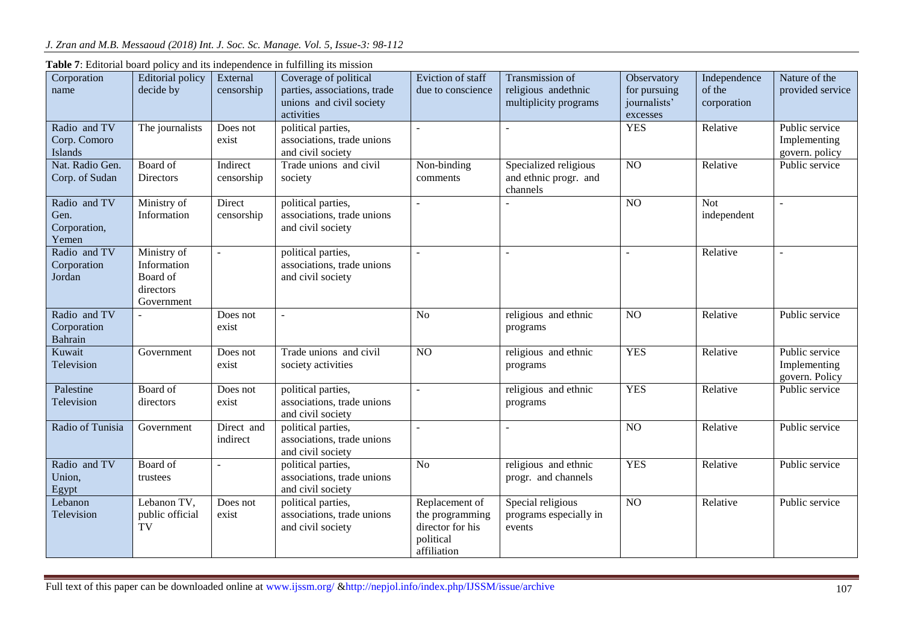**Table 7**: Editorial board policy and its independence in fulfilling its mission

| Corporation name | Editorial policy decide by | External censorship | Coverage of political parties, associations, trade unions and civil society activities | Eviction of staff due to conscience | Transmission of religious andethnic multiplicity programs | Observatory for pursuing journalists' excesses | Independence of the corporation | Nature of the provided service |
|---|---|---|---|---|---|---|---|---|
| Radio and TV Corp. Comoro Islands | The journalists | Does not exist | political parties, associations, trade unions and civil society | - | - | YES | Relative | Public service Implementing govern. policy |
| Nat. Radio Gen. Corp. of Sudan | Board of Directors | Indirect censorship | Trade unions and civil society | Non-binding comments | Specialized religious and ethnic progr. and channels | NO | Relative | Public service |
| Radio and TV Gen. Corporation, Yemen | Ministry of Information | Direct censorship | political parties, associations, trade unions and civil society | - | - | NO | Not independent | - |
| Radio and TV Corporation Jordan | Ministry of Information Board of directors Government | - | political parties, associations, trade unions and civil society | - | - | - | Relative | - |
| Radio and TV Corporation Bahrain | - | Does not exist | - | No | religious and ethnic programs | NO | Relative | Public service |
| Kuwait Television | Government | Does not exist | Trade unions and civil society activities | NO | religious and ethnic programs | YES | Relative | Public service Implementing govern. Policy |
| Palestine Television | Board of directors | Does not exist | political parties, associations, trade unions and civil society | - | religious and ethnic programs | YES | Relative | Public service |
| Radio of Tunisia | Government | Direct and indirect | political parties, associations, trade unions and civil society | - | - | NO | Relative | Public service |
| Radio and TV Union, Egypt | Board of trustees | - | political parties, associations, trade unions and civil society | No | religious and ethnic progr. and channels | YES | Relative | Public service |
| Lebanon Television | Lebanon TV, public official TV | Does not exist | political parties, associations, trade unions and civil society | Replacement of the programming director for his political affiliation | Special religious programs especially in events | NO | Relative | Public service |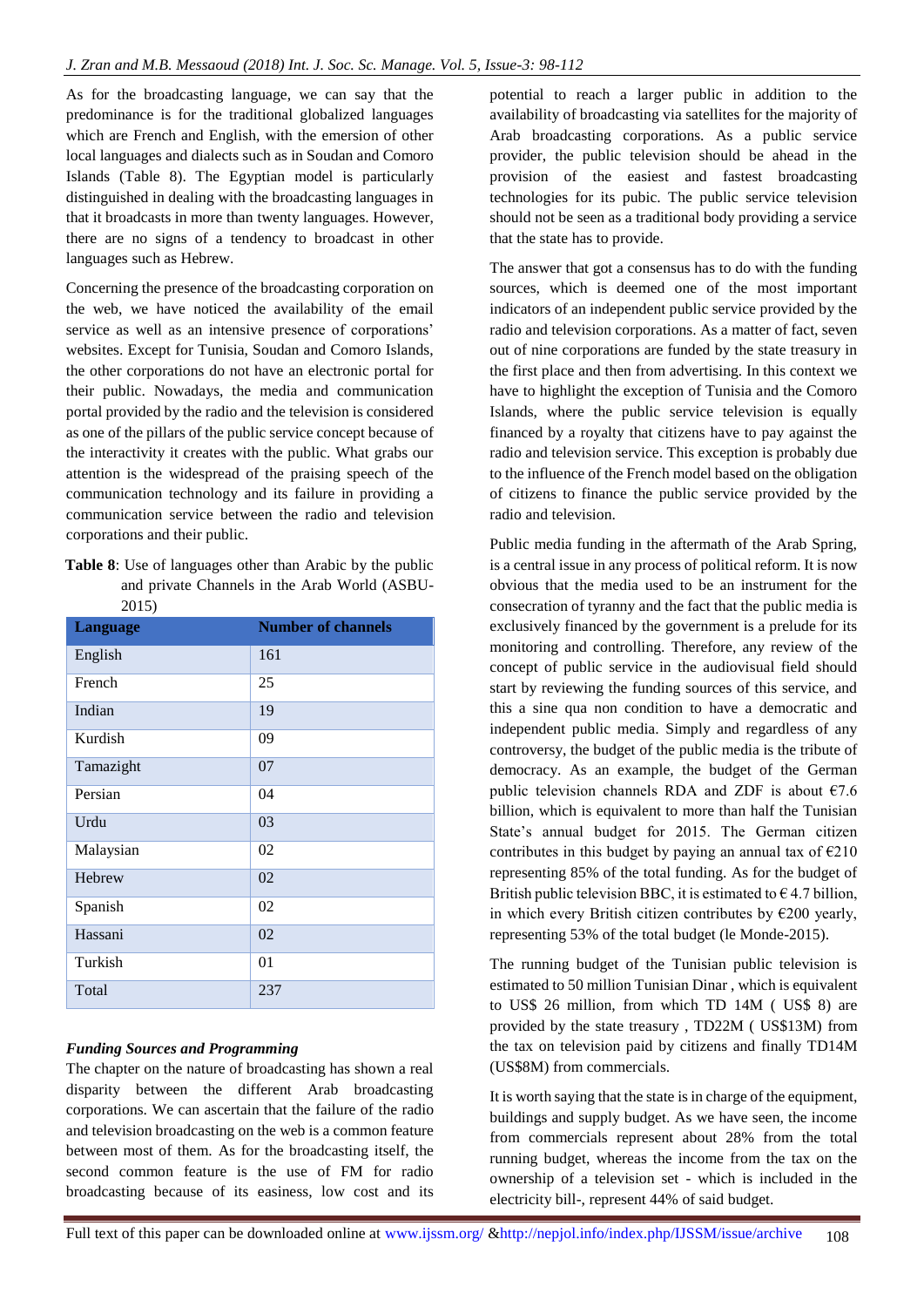As for the broadcasting language, we can say that the predominance is for the traditional globalized languages which are French and English, with the emersion of other local languages and dialects such as in Soudan and Comoro Islands (Table 8). The Egyptian model is particularly distinguished in dealing with the broadcasting languages in that it broadcasts in more than twenty languages. However, there are no signs of a tendency to broadcast in other languages such as Hebrew.

Concerning the presence of the broadcasting corporation on the web, we have noticed the availability of the email service as well as an intensive presence of corporations' websites. Except for Tunisia, Soudan and Comoro Islands, the other corporations do not have an electronic portal for their public. Nowadays, the media and communication portal provided by the radio and the television is considered as one of the pillars of the public service concept because of the interactivity it creates with the public. What grabs our attention is the widespread of the praising speech of the communication technology and its failure in providing a communication service between the radio and television corporations and their public.

**Table 8**: Use of languages other than Arabic by the public and private Channels in the Arab World (ASBU-2015)

| Language | Number of channels |
|---|---|
| English | 161 |
| French | 25 |
| Indian | 19 |
| Kurdish | 09 |
| Tamazight | 07 |
| Persian | 04 |
| Urdu | 03 |
| Malaysian | 02 |
| Hebrew | 02 |
| Spanish | 02 |
| Hassani | 02 |
| Turkish | 01 |
| Total | 237 |

***Funding Sources and Programming***

The chapter on the nature of broadcasting has shown a real disparity between the different Arab broadcasting corporations. We can ascertain that the failure of the radio and television broadcasting on the web is a common feature between most of them. As for the broadcasting itself, the second common feature is the use of FM for radio broadcasting because of its easiness, low cost and its potential to reach a larger public in addition to the availability of broadcasting via satellites for the majority of Arab broadcasting corporations. As a public service provider, the public television should be ahead in the provision of the easiest and fastest broadcasting technologies for its pubic. The public service television should not be seen as a traditional body providing a service that the state has to provide.

The answer that got a consensus has to do with the funding sources, which is deemed one of the most important indicators of an independent public service provided by the radio and television corporations. As a matter of fact, seven out of nine corporations are funded by the state treasury in the first place and then from advertising. In this context we have to highlight the exception of Tunisia and the Comoro Islands, where the public service television is equally financed by a royalty that citizens have to pay against the radio and television service. This exception is probably due to the influence of the French model based on the obligation of citizens to finance the public service provided by the radio and television.

Public media funding in the aftermath of the Arab Spring, is a central issue in any process of political reform. It is now obvious that the media used to be an instrument for the consecration of tyranny and the fact that the public media is exclusively financed by the government is a prelude for its monitoring and controlling. Therefore, any review of the concept of public service in the audiovisual field should start by reviewing the funding sources of this service, and this a sine qua non condition to have a democratic and independent public media. Simply and regardless of any controversy, the budget of the public media is the tribute of democracy. As an example, the budget of the German public television channels RDA and ZDF is about €7.6 billion, which is equivalent to more than half the Tunisian State's annual budget for 2015. The German citizen contributes in this budget by paying an annual tax of €210 representing 85% of the total funding. As for the budget of British public television BBC, it is estimated to € 4.7 billion, in which every British citizen contributes by €200 yearly, representing 53% of the total budget (le Monde-2015).

The running budget of the Tunisian public television is estimated to 50 million Tunisian Dinar , which is equivalent to US$ 26 million, from which TD 14M ( US$ 8) are provided by the state treasury , TD22M ( US$13M) from the tax on television paid by citizens and finally TD14M (US$8M) from commercials.

It is worth saying that the state is in charge of the equipment, buildings and supply budget. As we have seen, the income from commercials represent about 28% from the total running budget, whereas the income from the tax on the ownership of a television set - which is included in the electricity bill-, represent 44% of said budget.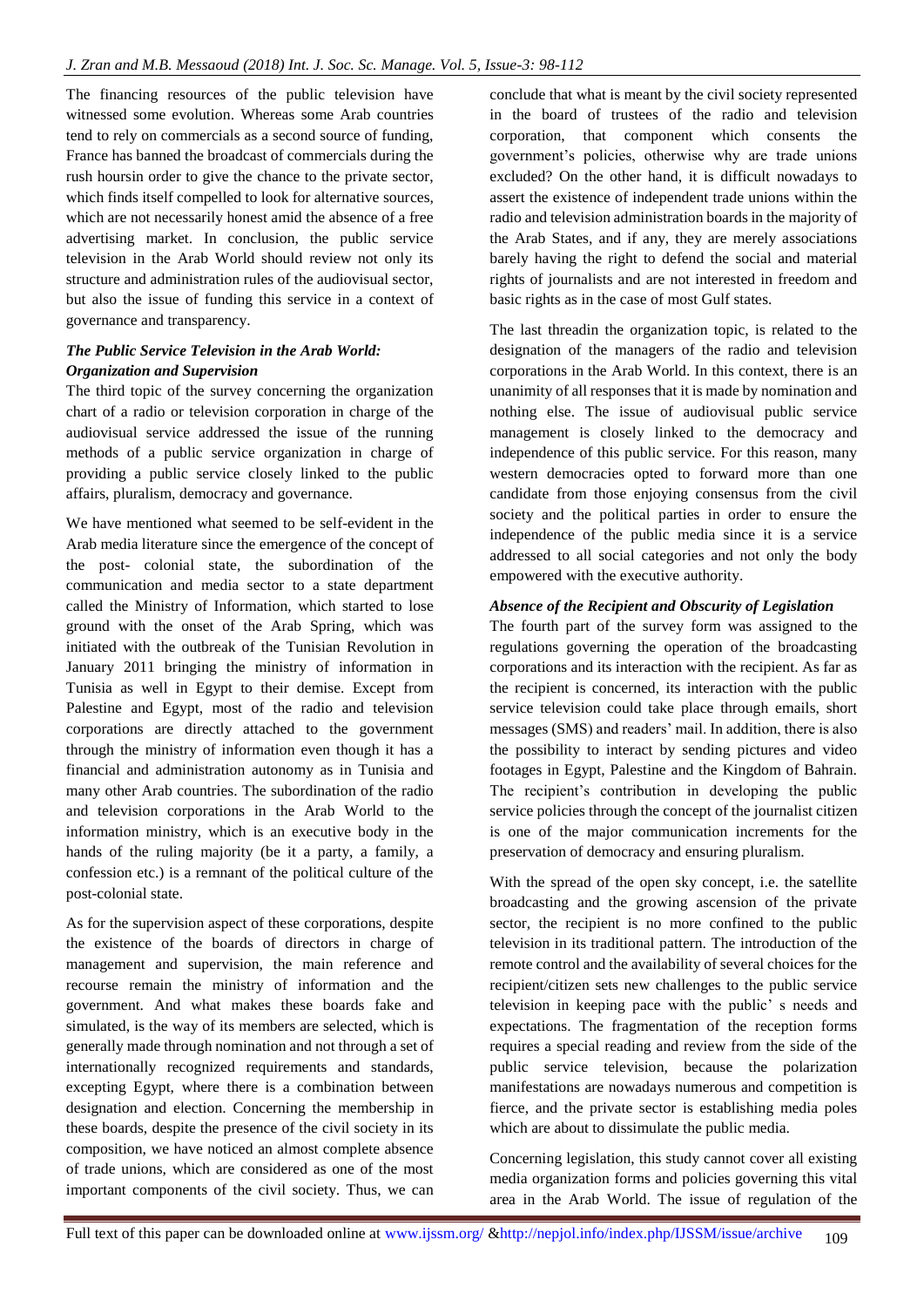The financing resources of the public television have witnessed some evolution. Whereas some Arab countries tend to rely on commercials as a second source of funding, France has banned the broadcast of commercials during the rush hoursin order to give the chance to the private sector, which finds itself compelled to look for alternative sources, which are not necessarily honest amid the absence of a free advertising market. In conclusion, the public service television in the Arab World should review not only its structure and administration rules of the audiovisual sector, but also the issue of funding this service in a context of governance and transparency.

### *The Public Service Television in the Arab World: Organization and Supervision*

The third topic of the survey concerning the organization chart of a radio or television corporation in charge of the audiovisual service addressed the issue of the running methods of a public service organization in charge of providing a public service closely linked to the public affairs, pluralism, democracy and governance.

We have mentioned what seemed to be self-evident in the Arab media literature since the emergence of the concept of the post- colonial state, the subordination of the communication and media sector to a state department called the Ministry of Information, which started to lose ground with the onset of the Arab Spring, which was initiated with the outbreak of the Tunisian Revolution in January 2011 bringing the ministry of information in Tunisia as well in Egypt to their demise. Except from Palestine and Egypt, most of the radio and television corporations are directly attached to the government through the ministry of information even though it has a financial and administration autonomy as in Tunisia and many other Arab countries. The subordination of the radio and television corporations in the Arab World to the information ministry, which is an executive body in the hands of the ruling majority (be it a party, a family, a confession etc.) is a remnant of the political culture of the post-colonial state.

As for the supervision aspect of these corporations, despite the existence of the boards of directors in charge of management and supervision, the main reference and recourse remain the ministry of information and the government. And what makes these boards fake and simulated, is the way of its members are selected, which is generally made through nomination and not through a set of internationally recognized requirements and standards, excepting Egypt, where there is a combination between designation and election. Concerning the membership in these boards, despite the presence of the civil society in its composition, we have noticed an almost complete absence of trade unions, which are considered as one of the most important components of the civil society. Thus, we can conclude that what is meant by the civil society represented in the board of trustees of the radio and television corporation, that component which consents the government's policies, otherwise why are trade unions excluded? On the other hand, it is difficult nowadays to assert the existence of independent trade unions within the radio and television administration boards in the majority of the Arab States, and if any, they are merely associations barely having the right to defend the social and material rights of journalists and are not interested in freedom and basic rights as in the case of most Gulf states.

The last threadin the organization topic, is related to the designation of the managers of the radio and television corporations in the Arab World. In this context, there is an unanimity of all responses that it is made by nomination and nothing else. The issue of audiovisual public service management is closely linked to the democracy and independence of this public service. For this reason, many western democracies opted to forward more than one candidate from those enjoying consensus from the civil society and the political parties in order to ensure the independence of the public media since it is a service addressed to all social categories and not only the body empowered with the executive authority.

### *Absence of the Recipient and Obscurity of Legislation*

The fourth part of the survey form was assigned to the regulations governing the operation of the broadcasting corporations and its interaction with the recipient. As far as the recipient is concerned, its interaction with the public service television could take place through emails, short messages (SMS) and readers' mail. In addition, there is also the possibility to interact by sending pictures and video footages in Egypt, Palestine and the Kingdom of Bahrain. The recipient's contribution in developing the public service policies through the concept of the journalist citizen is one of the major communication increments for the preservation of democracy and ensuring pluralism.

With the spread of the open sky concept, i.e. the satellite broadcasting and the growing ascension of the private sector, the recipient is no more confined to the public television in its traditional pattern. The introduction of the remote control and the availability of several choices for the recipient/citizen sets new challenges to the public service television in keeping pace with the public' s needs and expectations. The fragmentation of the reception forms requires a special reading and review from the side of the public service television, because the polarization manifestations are nowadays numerous and competition is fierce, and the private sector is establishing media poles which are about to dissimulate the public media.

Concerning legislation, this study cannot cover all existing media organization forms and policies governing this vital area in the Arab World. The issue of regulation of the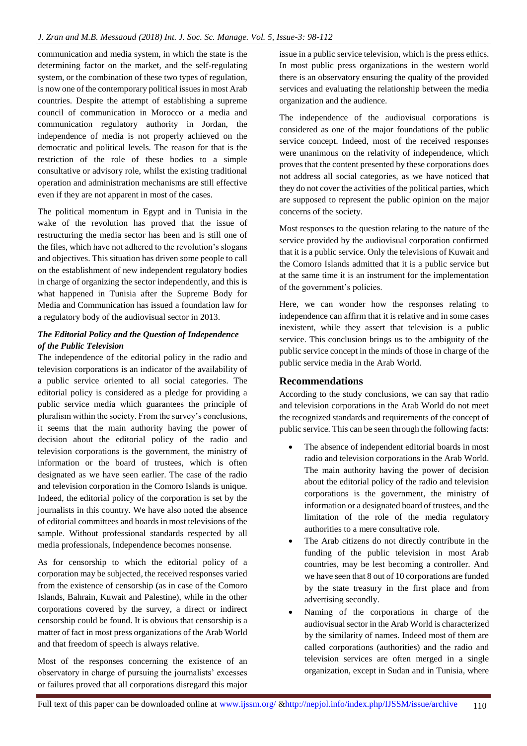communication and media system, in which the state is the determining factor on the market, and the self-regulating system, or the combination of these two types of regulation, is now one of the contemporary political issues in most Arab countries. Despite the attempt of establishing a supreme council of communication in Morocco or a media and communication regulatory authority in Jordan, the independence of media is not properly achieved on the democratic and political levels. The reason for that is the restriction of the role of these bodies to a simple consultative or advisory role, whilst the existing traditional operation and administration mechanisms are still effective even if they are not apparent in most of the cases.

The political momentum in Egypt and in Tunisia in the wake of the revolution has proved that the issue of restructuring the media sector has been and is still one of the files, which have not adhered to the revolution's slogans and objectives. This situation has driven some people to call on the establishment of new independent regulatory bodies in charge of organizing the sector independently, and this is what happened in Tunisia after the Supreme Body for Media and Communication has issued a foundation law for a regulatory body of the audiovisual sector in 2013.

### *The Editorial Policy and the Question of Independence of the Public Television*

The independence of the editorial policy in the radio and television corporations is an indicator of the availability of a public service oriented to all social categories. The editorial policy is considered as a pledge for providing a public service media which guarantees the principle of pluralism within the society. From the survey's conclusions, it seems that the main authority having the power of decision about the editorial policy of the radio and television corporations is the government, the ministry of information or the board of trustees, which is often designated as we have seen earlier. The case of the radio and television corporation in the Comoro Islands is unique. Indeed, the editorial policy of the corporation is set by the journalists in this country. We have also noted the absence of editorial committees and boards in most televisions of the sample. Without professional standards respected by all media professionals, Independence becomes nonsense.

As for censorship to which the editorial policy of a corporation may be subjected, the received responses varied from the existence of censorship (as in case of the Comoro Islands, Bahrain, Kuwait and Palestine), while in the other corporations covered by the survey, a direct or indirect censorship could be found. It is obvious that censorship is a matter of fact in most press organizations of the Arab World and that freedom of speech is always relative.

Most of the responses concerning the existence of an observatory in charge of pursuing the journalists' excesses or failures proved that all corporations disregard this major issue in a public service television, which is the press ethics. In most public press organizations in the western world there is an observatory ensuring the quality of the provided services and evaluating the relationship between the media organization and the audience.

The independence of the audiovisual corporations is considered as one of the major foundations of the public service concept. Indeed, most of the received responses were unanimous on the relativity of independence, which proves that the content presented by these corporations does not address all social categories, as we have noticed that they do not cover the activities of the political parties, which are supposed to represent the public opinion on the major concerns of the society.

Most responses to the question relating to the nature of the service provided by the audiovisual corporation confirmed that it is a public service. Only the televisions of Kuwait and the Comoro Islands admitted that it is a public service but at the same time it is an instrument for the implementation of the government's policies.

Here, we can wonder how the responses relating to independence can affirm that it is relative and in some cases inexistent, while they assert that television is a public service. This conclusion brings us to the ambiguity of the public service concept in the minds of those in charge of the public service media in the Arab World.

## Recommendations

According to the study conclusions, we can say that radio and television corporations in the Arab World do not meet the recognized standards and requirements of the concept of public service. This can be seen through the following facts:

- The absence of independent editorial boards in most radio and television corporations in the Arab World. The main authority having the power of decision about the editorial policy of the radio and television corporations is the government, the ministry of information or a designated board of trustees, and the limitation of the role of the media regulatory authorities to a mere consultative role.
- The Arab citizens do not directly contribute in the funding of the public television in most Arab countries, may be lest becoming a controller. And we have seen that 8 out of 10 corporations are funded by the state treasury in the first place and from advertising secondly.
- Naming of the corporations in charge of the audiovisual sector in the Arab World is characterized by the similarity of names. Indeed most of them are called corporations (authorities) and the radio and television services are often merged in a single organization, except in Sudan and in Tunisia, where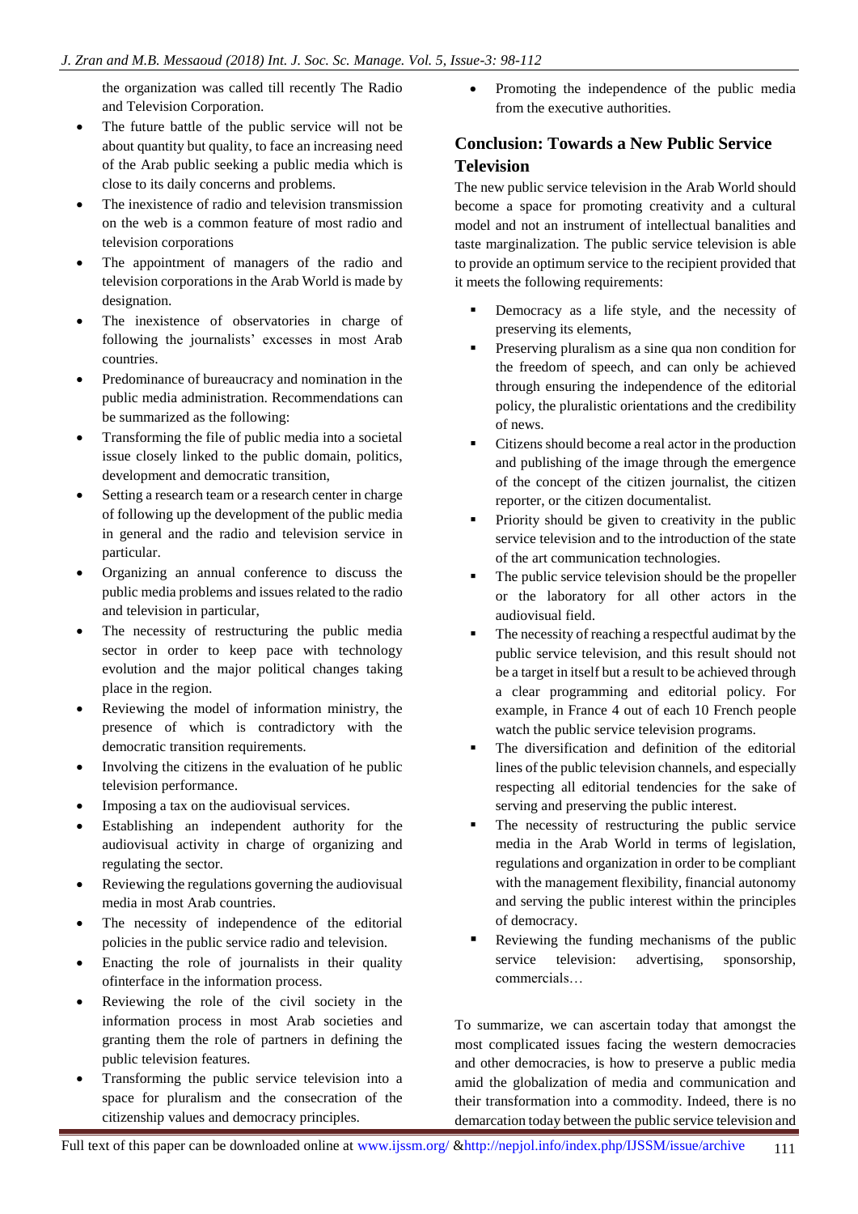the organization was called till recently The Radio and Television Corporation.

- The future battle of the public service will not be about quantity but quality, to face an increasing need of the Arab public seeking a public media which is close to its daily concerns and problems.
- The inexistence of radio and television transmission on the web is a common feature of most radio and television corporations
- The appointment of managers of the radio and television corporations in the Arab World is made by designation.
- The inexistence of observatories in charge of following the journalists' excesses in most Arab countries.
- Predominance of bureaucracy and nomination in the public media administration. Recommendations can be summarized as the following:
- Transforming the file of public media into a societal issue closely linked to the public domain, politics, development and democratic transition,
- Setting a research team or a research center in charge of following up the development of the public media in general and the radio and television service in particular.
- Organizing an annual conference to discuss the public media problems and issues related to the radio and television in particular,
- The necessity of restructuring the public media sector in order to keep pace with technology evolution and the major political changes taking place in the region.
- Reviewing the model of information ministry, the presence of which is contradictory with the democratic transition requirements.
- Involving the citizens in the evaluation of he public television performance.
- Imposing a tax on the audiovisual services.
- Establishing an independent authority for the audiovisual activity in charge of organizing and regulating the sector.
- Reviewing the regulations governing the audiovisual media in most Arab countries.
- The necessity of independence of the editorial policies in the public service radio and television.
- Enacting the role of journalists in their quality ofinterface in the information process.
- Reviewing the role of the civil society in the information process in most Arab societies and granting them the role of partners in defining the public television features.
- Transforming the public service television into a space for pluralism and the consecration of the citizenship values and democracy principles.
- Promoting the independence of the public media from the executive authorities.

## Conclusion: Towards a New Public Service Television

The new public service television in the Arab World should become a space for promoting creativity and a cultural model and not an instrument of intellectual banalities and taste marginalization. The public service television is able to provide an optimum service to the recipient provided that it meets the following requirements:

- Democracy as a life style, and the necessity of preserving its elements,
- Preserving pluralism as a sine qua non condition for the freedom of speech, and can only be achieved through ensuring the independence of the editorial policy, the pluralistic orientations and the credibility of news.
- Citizens should become a real actor in the production and publishing of the image through the emergence of the concept of the citizen journalist, the citizen reporter, or the citizen documentalist.
- Priority should be given to creativity in the public service television and to the introduction of the state of the art communication technologies.
- The public service television should be the propeller or the laboratory for all other actors in the audiovisual field.
- The necessity of reaching a respectful audimat by the public service television, and this result should not be a target in itself but a result to be achieved through a clear programming and editorial policy. For example, in France 4 out of each 10 French people watch the public service television programs.
- The diversification and definition of the editorial lines of the public television channels, and especially respecting all editorial tendencies for the sake of serving and preserving the public interest.
- The necessity of restructuring the public service media in the Arab World in terms of legislation, regulations and organization in order to be compliant with the management flexibility, financial autonomy and serving the public interest within the principles of democracy.
- Reviewing the funding mechanisms of the public service television: advertising, sponsorship, commercials…

To summarize, we can ascertain today that amongst the most complicated issues facing the western democracies and other democracies, is how to preserve a public media amid the globalization of media and communication and their transformation into a commodity. Indeed, there is no demarcation today between the public service television and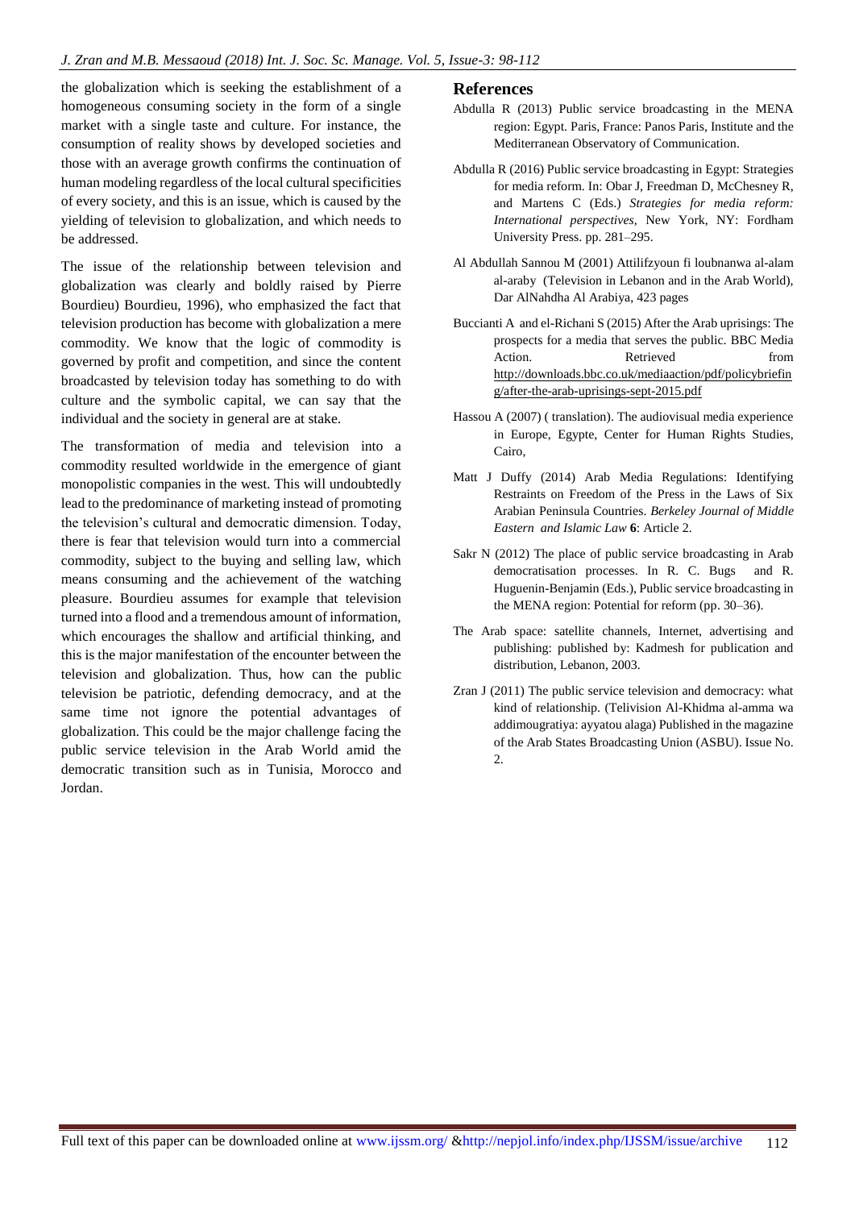the globalization which is seeking the establishment of a homogeneous consuming society in the form of a single market with a single taste and culture. For instance, the consumption of reality shows by developed societies and those with an average growth confirms the continuation of human modeling regardless of the local cultural specificities of every society, and this is an issue, which is caused by the yielding of television to globalization, and which needs to be addressed.

The issue of the relationship between television and globalization was clearly and boldly raised by Pierre Bourdieu) Bourdieu, 1996), who emphasized the fact that television production has become with globalization a mere commodity. We know that the logic of commodity is governed by profit and competition, and since the content broadcasted by television today has something to do with culture and the symbolic capital, we can say that the individual and the society in general are at stake.

The transformation of media and television into a commodity resulted worldwide in the emergence of giant monopolistic companies in the west. This will undoubtedly lead to the predominance of marketing instead of promoting the television's cultural and democratic dimension. Today, there is fear that television would turn into a commercial commodity, subject to the buying and selling law, which means consuming and the achievement of the watching pleasure. Bourdieu assumes for example that television turned into a flood and a tremendous amount of information, which encourages the shallow and artificial thinking, and this is the major manifestation of the encounter between the television and globalization. Thus, how can the public television be patriotic, defending democracy, and at the same time not ignore the potential advantages of globalization. This could be the major challenge facing the public service television in the Arab World amid the democratic transition such as in Tunisia, Morocco and Jordan.

## References

Abdulla R (2013) Public service broadcasting in the MENA region: Egypt. Paris, France: Panos Paris, Institute and the Mediterranean Observatory of Communication.

Abdulla R (2016) Public service broadcasting in Egypt: Strategies for media reform. In: Obar J, Freedman D, McChesney R, and Martens C (Eds.) *Strategies for media reform: International perspectives*, New York, NY: Fordham University Press. pp. 281–295.

Al Abdullah Sannou M (2001) Attilifzyoun fi loubnanwa al-alam al-araby (Television in Lebanon and in the Arab World), Dar AlNahdha Al Arabiya, 423 pages

Buccianti A and el-Richani S (2015) After the Arab uprisings: The prospects for a media that serves the public. BBC Media Action. Retrieved from http://downloads.bbc.co.uk/mediaaction/pdf/policybriefing/after-the-arab-uprisings-sept-2015.pdf

Hassou A (2007) ( translation). The audiovisual media experience in Europe, Egypte, Center for Human Rights Studies, Cairo,

Matt J Duffy (2014) Arab Media Regulations: Identifying Restraints on Freedom of the Press in the Laws of Six Arabian Peninsula Countries. *Berkeley Journal of Middle Eastern and Islamic Law* **6**: Article 2.

Sakr N (2012) The place of public service broadcasting in Arab democratisation processes. In R. C. Bugs and R. Huguenin-Benjamin (Eds.), Public service broadcasting in the MENA region: Potential for reform (pp. 30–36).

The Arab space: satellite channels, Internet, advertising and publishing: published by: Kadmesh for publication and distribution, Lebanon, 2003.

Zran J (2011) The public service television and democracy: what kind of relationship. (Telivision Al-Khidma al-amma wa addimougratiya: ayyatou alaga) Published in the magazine of the Arab States Broadcasting Union (ASBU). Issue No. 2.